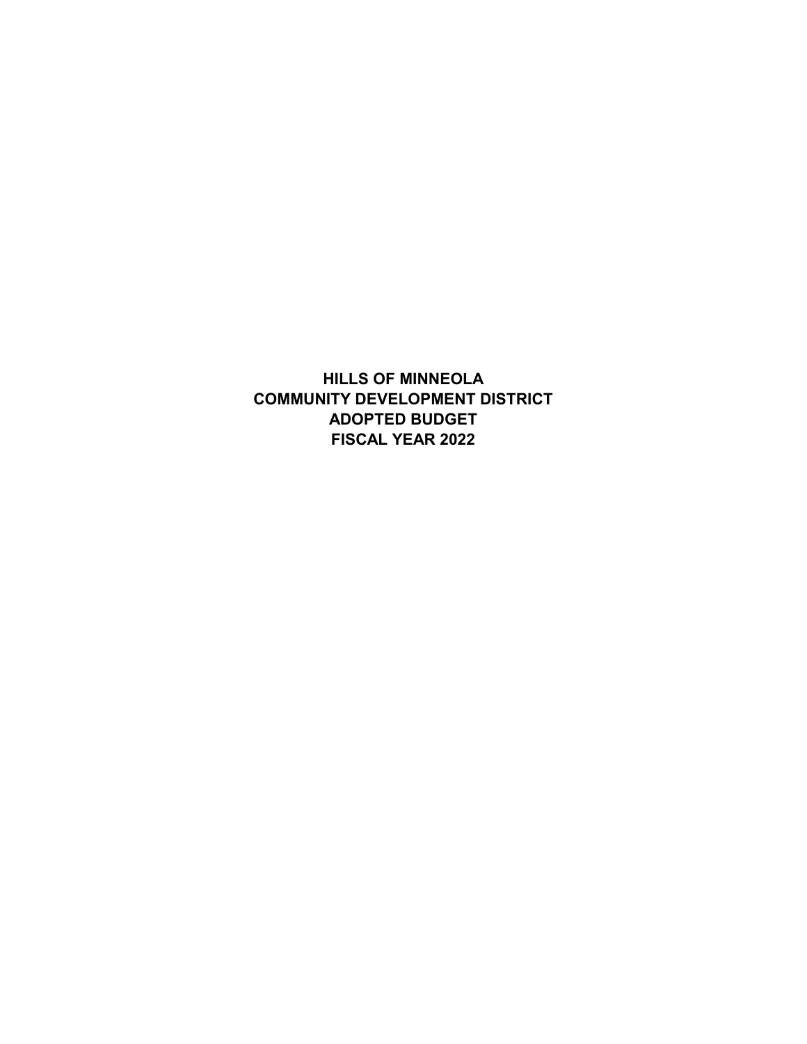# HILLS OF MINNEOLA
# COMMUNITY DEVELOPMENT DISTRICT
# ADOPTED BUDGET
# FISCAL YEAR 2022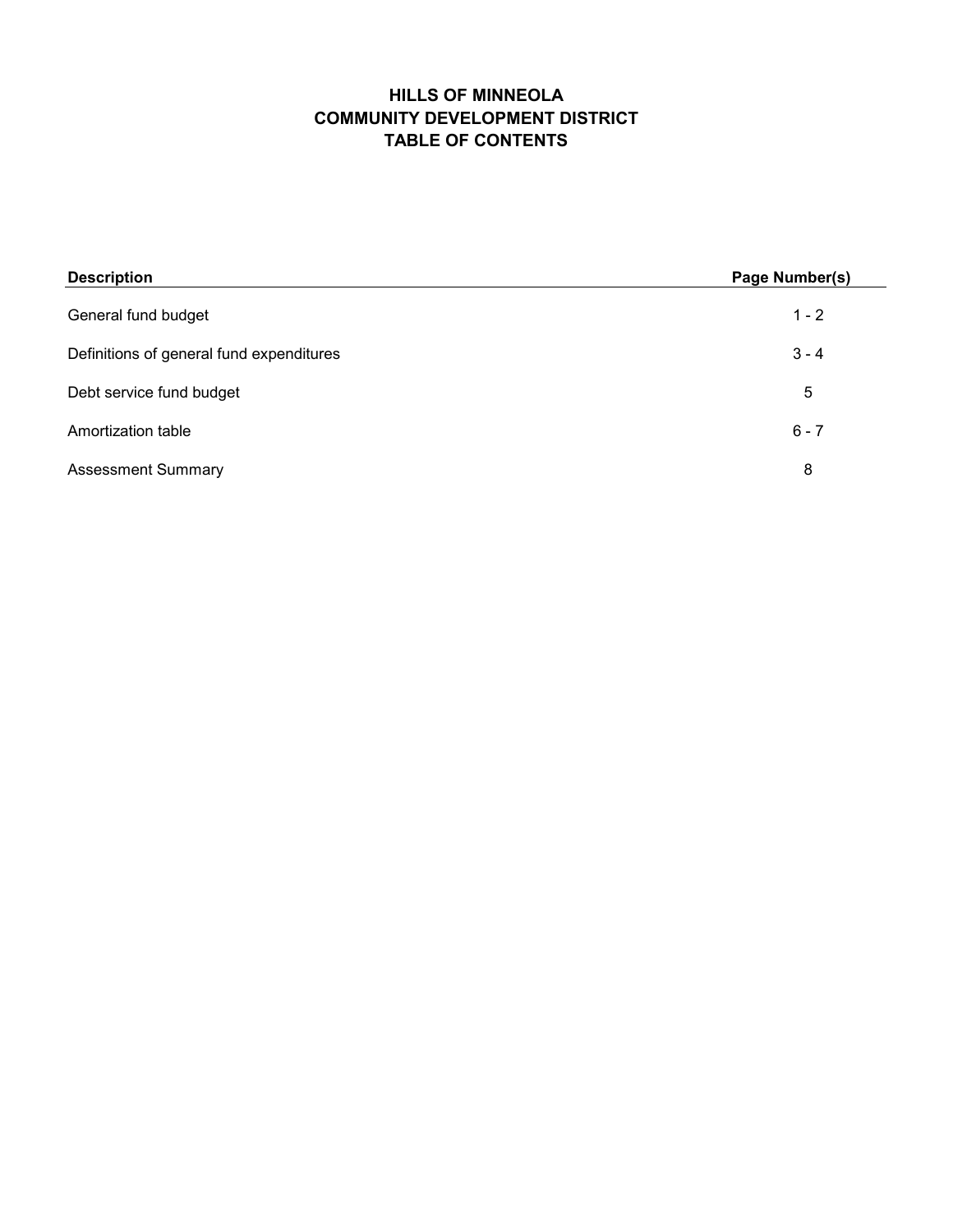# HILLS OF MINNEOLA
# COMMUNITY DEVELOPMENT DISTRICT
# TABLE OF CONTENTS

| Description | Page Number(s) |
|---|---|
| General fund budget | 1 - 2 |
| Definitions of general fund expenditures | 3 - 4 |
| Debt service fund budget | 5 |
| Amortization table | 6 - 7 |
| Assessment Summary | 8 |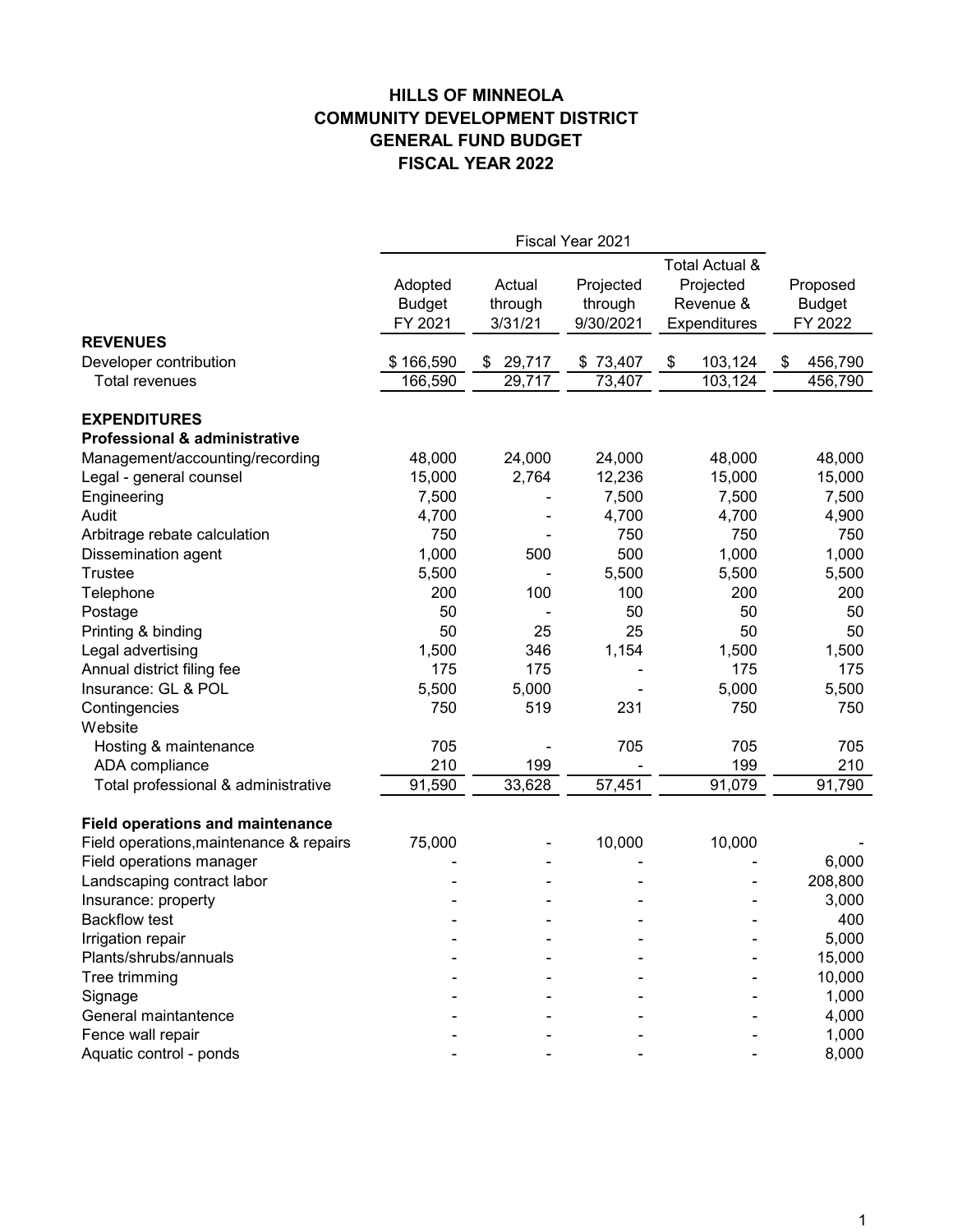# HILLS OF MINNEOLA
# COMMUNITY DEVELOPMENT DISTRICT
# GENERAL FUND BUDGET
# FISCAL YEAR 2022

| | Fiscal Year 2021 | | | | |
|---|---|---|---|---|---|
| | Adopted Budget FY 2021 | Actual through 3/31/21 | Projected through 9/30/2021 | Total Actual & Projected Revenue & Expenditures | Proposed Budget FY 2022 |
| **REVENUES** | | | | | |
| Developer contribution | $ 166,590 | $ 29,717 | $ 73,407 | $ 103,124 | $ 456,790 |
| Total revenues | 166,590 | 29,717 | 73,407 | 103,124 | 456,790 |
| | | | | | |
| **EXPENDITURES** | | | | | |
| **Professional & administrative** | | | | | |
| Management/accounting/recording | 48,000 | 24,000 | 24,000 | 48,000 | 48,000 |
| Legal - general counsel | 15,000 | 2,764 | 12,236 | 15,000 | 15,000 |
| Engineering | 7,500 | - | 7,500 | 7,500 | 7,500 |
| Audit | 4,700 | - | 4,700 | 4,700 | 4,900 |
| Arbitrage rebate calculation | 750 | - | 750 | 750 | 750 |
| Dissemination agent | 1,000 | 500 | 500 | 1,000 | 1,000 |
| Trustee | 5,500 | - | 5,500 | 5,500 | 5,500 |
| Telephone | 200 | 100 | 100 | 200 | 200 |
| Postage | 50 | - | 50 | 50 | 50 |
| Printing & binding | 50 | 25 | 25 | 50 | 50 |
| Legal advertising | 1,500 | 346 | 1,154 | 1,500 | 1,500 |
| Annual district filing fee | 175 | 175 | - | 175 | 175 |
| Insurance: GL & POL | 5,500 | 5,000 | - | 5,000 | 5,500 |
| Contingencies | 750 | 519 | 231 | 750 | 750 |
| Website | | | | | |
| Hosting & maintenance | 705 | - | 705 | 705 | 705 |
| ADA compliance | 210 | 199 | - | 199 | 210 |
| Total professional & administrative | 91,590 | 33,628 | 57,451 | 91,079 | 91,790 |
| | | | | | |
| **Field operations and maintenance** | | | | | |
| Field operations,maintenance & repairs | 75,000 | - | 10,000 | 10,000 | - |
| Field operations manager | - | - | - | - | 6,000 |
| Landscaping contract labor | - | - | - | - | 208,800 |
| Insurance: property | - | - | - | - | 3,000 |
| Backflow test | - | - | - | - | 400 |
| Irrigation repair | - | - | - | - | 5,000 |
| Plants/shrubs/annuals | - | - | - | - | 15,000 |
| Tree trimming | - | - | - | - | 10,000 |
| Signage | - | - | - | - | 1,000 |
| General maintantence | - | - | - | - | 4,000 |
| Fence wall repair | - | - | - | - | 1,000 |
| Aquatic control - ponds | - | - | - | - | 8,000 |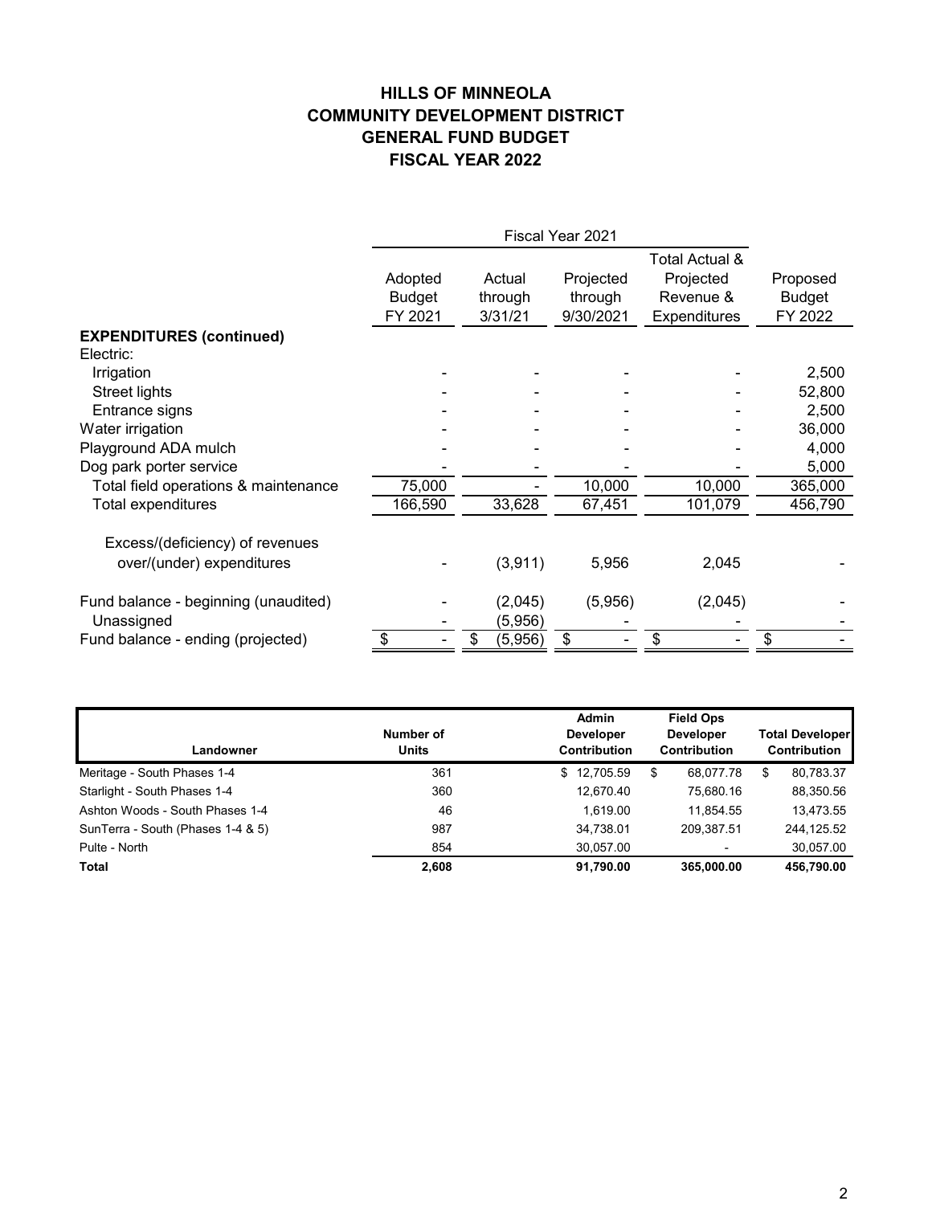# HILLS OF MINNEOLA
# COMMUNITY DEVELOPMENT DISTRICT
# GENERAL FUND BUDGET
# FISCAL YEAR 2022

| | Fiscal Year 2021 | | | | |
|---|---|---|---|---|---|
| | Adopted Budget FY 2021 | Actual through 3/31/21 | Projected through 9/30/2021 | Total Actual & Projected Revenue & Expenditures | Proposed Budget FY 2022 |
| **EXPENDITURES (continued)** | | | | | |
| Electric: | | | | | |
| Irrigation | - | - | - | - | 2,500 |
| Street lights | - | - | - | - | 52,800 |
| Entrance signs | - | - | - | - | 2,500 |
| Water irrigation | - | - | - | - | 36,000 |
| Playground ADA mulch | - | - | - | - | 4,000 |
| Dog park porter service | - | - | - | - | 5,000 |
| Total field operations & maintenance | 75,000 | - | 10,000 | 10,000 | 365,000 |
| Total expenditures | 166,590 | 33,628 | 67,451 | 101,079 | 456,790 |
| | | | | | |
| Excess/(deficiency) of revenues over/(under) expenditures | - | (3,911) | 5,956 | 2,045 | - |
| | | | | | |
| Fund balance - beginning (unaudited) | - | (2,045) | (5,956) | (2,045) | - |
| Unassigned | - | (5,956) | - | - | - |
| Fund balance - ending (projected) | $ - | $ (5,956) | $ - | $ - | $ - |

| Landowner | Number of Units | Admin Developer Contribution | Field Ops Developer Contribution | Total Developer Contribution |
|---|---|---|---|---|
| Meritage - South Phases 1-4 | 361 | $ 12,705.59 | $ 68,077.78 | $ 80,783.37 |
| Starlight - South Phases 1-4 | 360 | 12,670.40 | 75,680.16 | 88,350.56 |
| Ashton Woods - South Phases 1-4 | 46 | 1,619.00 | 11,854.55 | 13,473.55 |
| SunTerra - South (Phases 1-4 & 5) | 987 | 34,738.01 | 209,387.51 | 244,125.52 |
| Pulte - North | 854 | 30,057.00 | - | 30,057.00 |
| **Total** | **2,608** | **91,790.00** | **365,000.00** | **456,790.00** |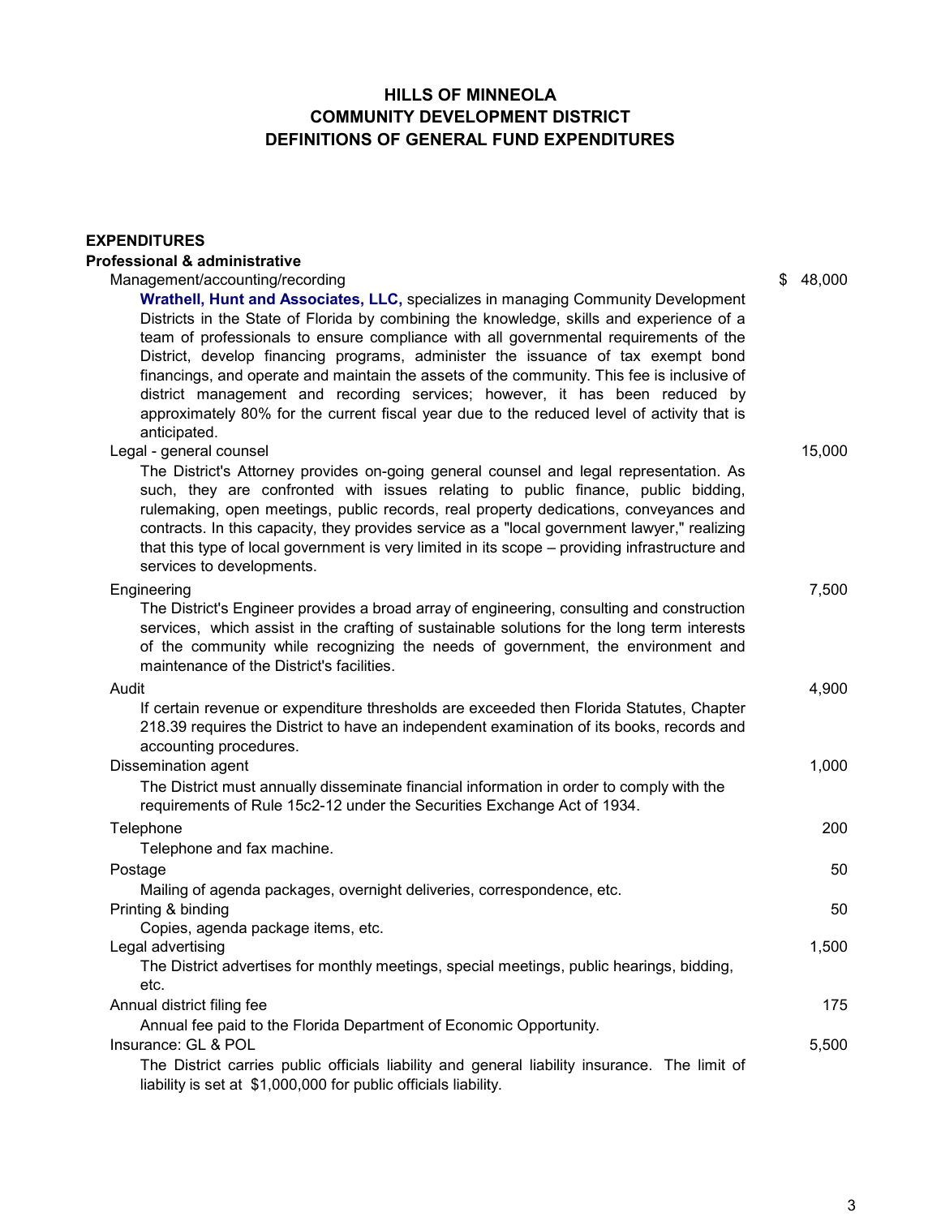# HILLS OF MINNEOLA
# COMMUNITY DEVELOPMENT DISTRICT
# DEFINITIONS OF GENERAL FUND EXPENDITURES

**EXPENDITURES**

**Professional & administrative**

| | |
|---|---|
| Management/accounting/recording | $ 48,000 |
| **Wrathell, Hunt and Associates, LLC,** specializes in managing Community Development Districts in the State of Florida by combining the knowledge, skills and experience of a team of professionals to ensure compliance with all governmental requirements of the District, develop financing programs, administer the issuance of tax exempt bond financings, and operate and maintain the assets of the community. This fee is inclusive of district management and recording services; however, it has been reduced by approximately 80% for the current fiscal year due to the reduced level of activity that is anticipated. | |
| Legal - general counsel | 15,000 |
| The District's Attorney provides on-going general counsel and legal representation. As such, they are confronted with issues relating to public finance, public bidding, rulemaking, open meetings, public records, real property dedications, conveyances and contracts. In this capacity, they provides service as a "local government lawyer," realizing that this type of local government is very limited in its scope – providing infrastructure and services to developments. | |
| Engineering | 7,500 |
| The District's Engineer provides a broad array of engineering, consulting and construction services, which assist in the crafting of sustainable solutions for the long term interests of the community while recognizing the needs of government, the environment and maintenance of the District's facilities. | |
| Audit | 4,900 |
| If certain revenue or expenditure thresholds are exceeded then Florida Statutes, Chapter 218.39 requires the District to have an independent examination of its books, records and accounting procedures. | |
| Dissemination agent | 1,000 |
| The District must annually disseminate financial information in order to comply with the requirements of Rule 15c2-12 under the Securities Exchange Act of 1934. | |
| Telephone | 200 |
| Telephone and fax machine. | |
| Postage | 50 |
| Mailing of agenda packages, overnight deliveries, correspondence, etc. | |
| Printing & binding | 50 |
| Copies, agenda package items, etc. | |
| Legal advertising | 1,500 |
| The District advertises for monthly meetings, special meetings, public hearings, bidding, etc. | |
| Annual district filing fee | 175 |
| Annual fee paid to the Florida Department of Economic Opportunity. | |
| Insurance: GL & POL | 5,500 |
| The District carries public officials liability and general liability insurance. The limit of liability is set at $1,000,000 for public officials liability. | |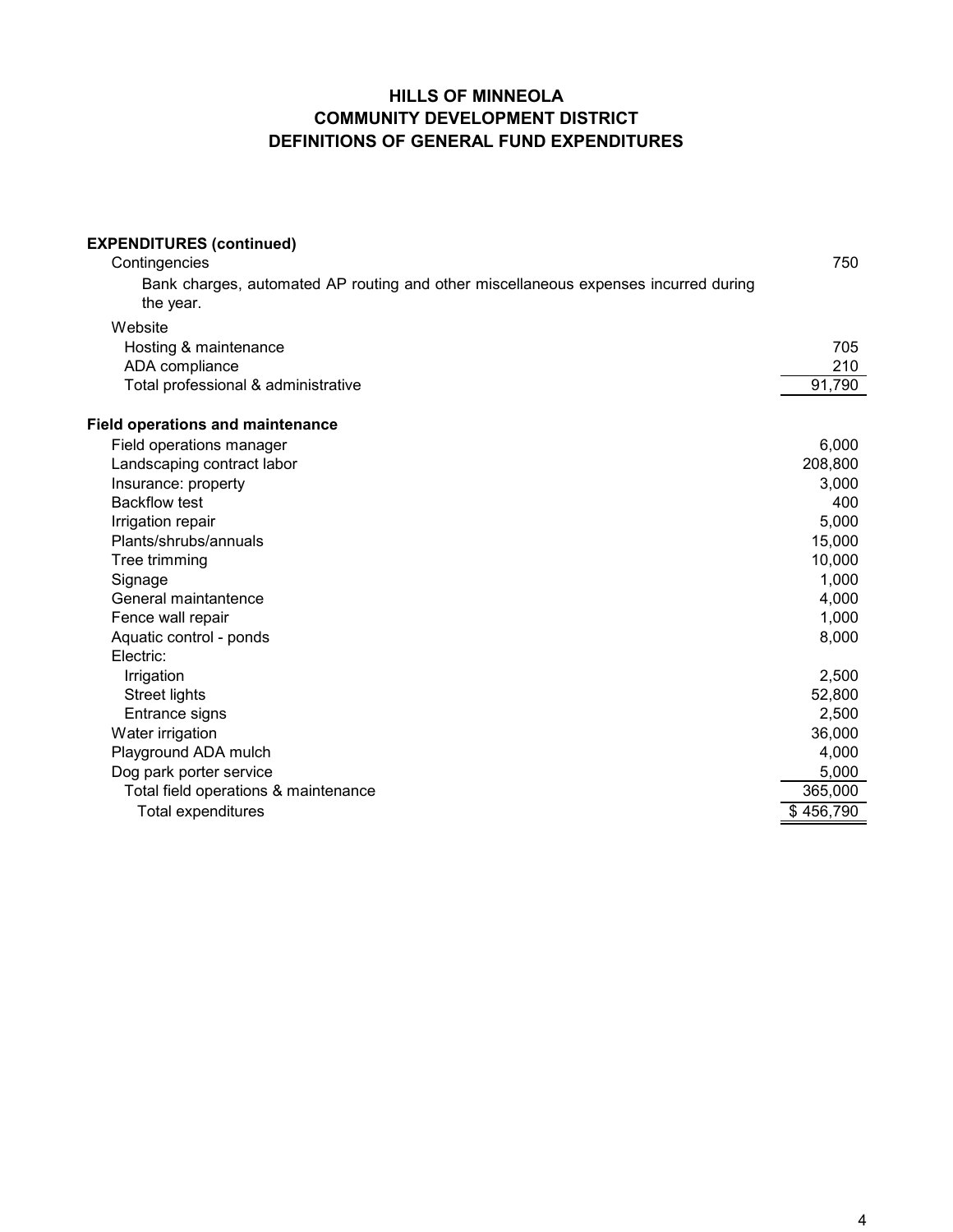# HILLS OF MINNEOLA
## COMMUNITY DEVELOPMENT DISTRICT
## DEFINITIONS OF GENERAL FUND EXPENDITURES

| | |
|---|---:|
| **EXPENDITURES (continued)** | |
| Contingencies | 750 |
| Bank charges, automated AP routing and other miscellaneous expenses incurred during the year. | |
| Website | |
| Hosting & maintenance | 705 |
| ADA compliance | 210 |
| Total professional & administrative | 91,790 |
| | |
| **Field operations and maintenance** | |
| Field operations manager | 6,000 |
| Landscaping contract labor | 208,800 |
| Insurance: property | 3,000 |
| Backflow test | 400 |
| Irrigation repair | 5,000 |
| Plants/shrubs/annuals | 15,000 |
| Tree trimming | 10,000 |
| Signage | 1,000 |
| General maintantence | 4,000 |
| Fence wall repair | 1,000 |
| Aquatic control - ponds | 8,000 |
| Electric: | |
| Irrigation | 2,500 |
| Street lights | 52,800 |
| Entrance signs | 2,500 |
| Water irrigation | 36,000 |
| Playground ADA mulch | 4,000 |
| Dog park porter service | 5,000 |
| Total field operations & maintenance | 365,000 |
| Total expenditures | $ 456,790 |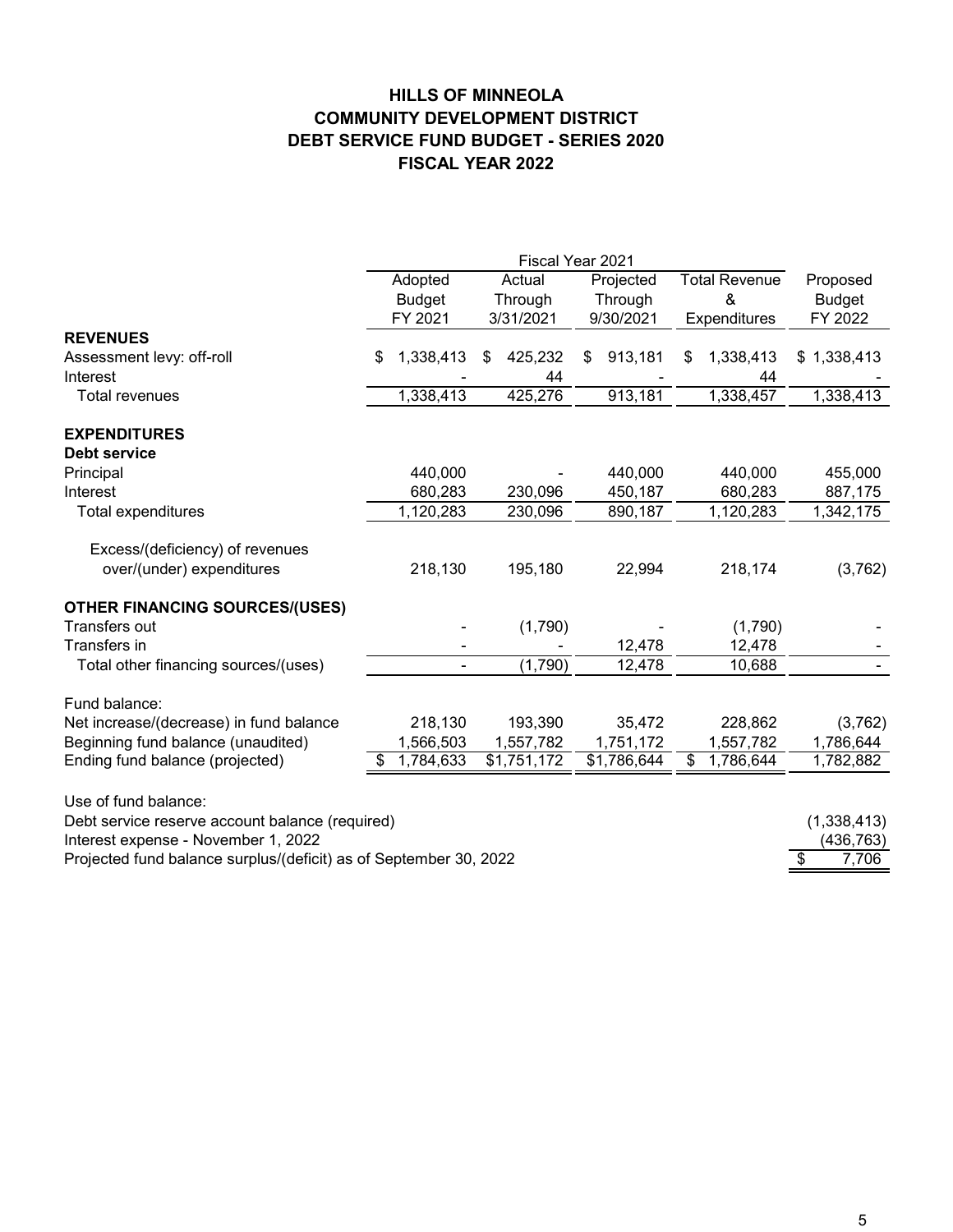# HILLS OF MINNEOLA
# COMMUNITY DEVELOPMENT DISTRICT
# DEBT SERVICE FUND BUDGET - SERIES 2020
# FISCAL YEAR 2022

| | Fiscal Year 2021 | | | | |
|---|---|---|---|---|---|
| | Adopted Budget FY 2021 | Actual Through 3/31/2021 | Projected Through 9/30/2021 | Total Revenue & Expenditures | Proposed Budget FY 2022 |
| **REVENUES** | | | | | |
| Assessment levy: off-roll | $ 1,338,413 | $ 425,232 | $ 913,181 | $ 1,338,413 | $ 1,338,413 |
| Interest | - | 44 | - | 44 | - |
| Total revenues | 1,338,413 | 425,276 | 913,181 | 1,338,457 | 1,338,413 |
| **EXPENDITURES** | | | | | |
| **Debt service** | | | | | |
| Principal | 440,000 | - | 440,000 | 440,000 | 455,000 |
| Interest | 680,283 | 230,096 | 450,187 | 680,283 | 887,175 |
| Total expenditures | 1,120,283 | 230,096 | 890,187 | 1,120,283 | 1,342,175 |
| Excess/(deficiency) of revenues over/(under) expenditures | 218,130 | 195,180 | 22,994 | 218,174 | (3,762) |
| **OTHER FINANCING SOURCES/(USES)** | | | | | |
| Transfers out | - | (1,790) | - | (1,790) | - |
| Transfers in | - | - | 12,478 | 12,478 | - |
| Total other financing sources/(uses) | - | (1,790) | 12,478 | 10,688 | - |
| Fund balance: | | | | | |
| Net increase/(decrease) in fund balance | 218,130 | 193,390 | 35,472 | 228,862 | (3,762) |
| Beginning fund balance (unaudited) | 1,566,503 | 1,557,782 | 1,751,172 | 1,557,782 | 1,786,644 |
| Ending fund balance (projected) | $ 1,784,633 | $1,751,172 | $1,786,644 | $ 1,786,644 | 1,782,882 |
| Use of fund balance: | | | | | |
| Debt service reserve account balance (required) | | | | | (1,338,413) |
| Interest expense - November 1, 2022 | | | | | (436,763) |
| Projected fund balance surplus/(deficit) as of September 30, 2022 | | | | | $ 7,706 |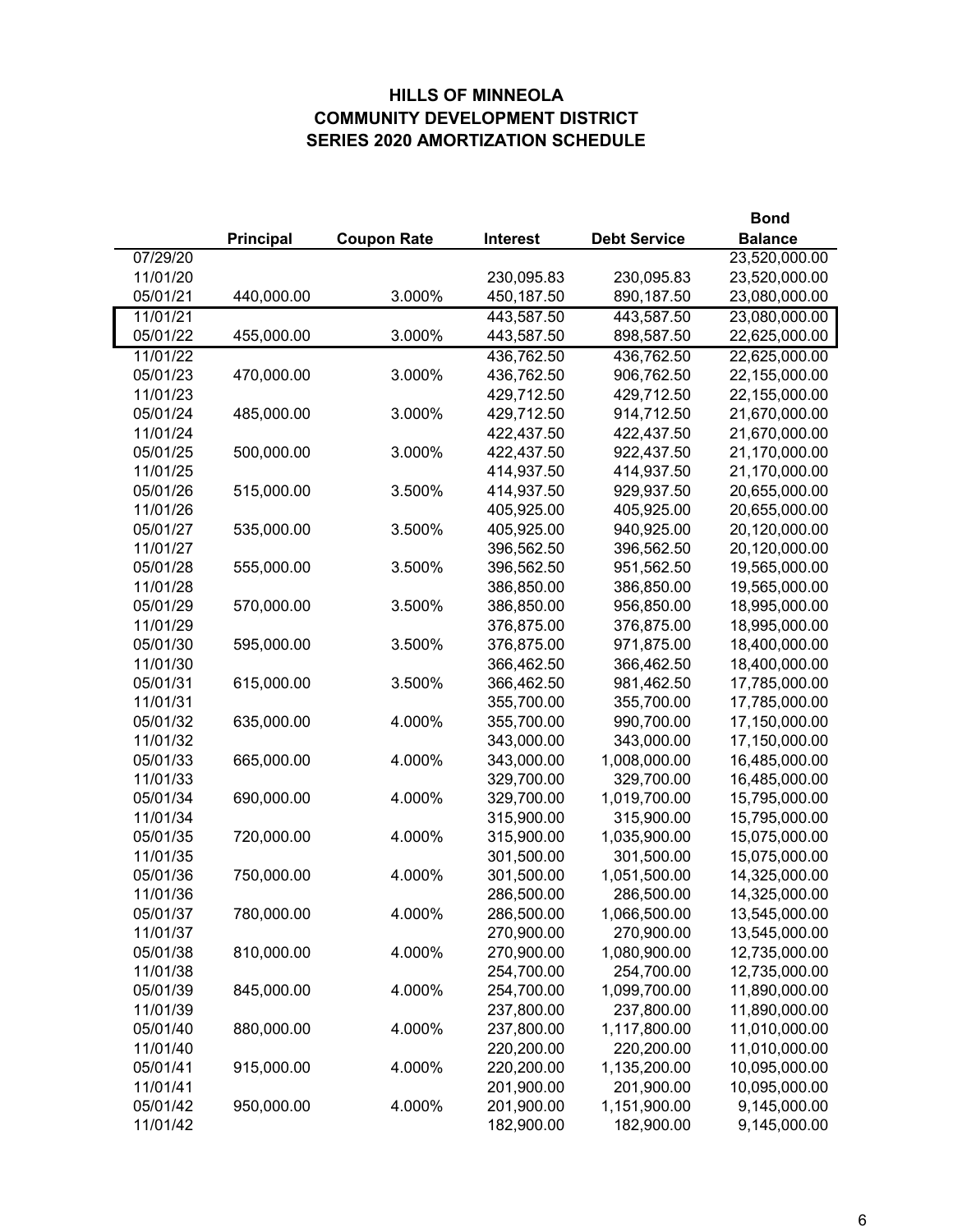# HILLS OF MINNEOLA
## COMMUNITY DEVELOPMENT DISTRICT
## SERIES 2020 AMORTIZATION SCHEDULE

| | Principal | Coupon Rate | Interest | Debt Service | Bond Balance |
|---|---|---|---|---|---|
| 07/29/20 | | | | | 23,520,000.00 |
| 11/01/20 | | | 230,095.83 | 230,095.83 | 23,520,000.00 |
| 05/01/21 | 440,000.00 | 3.000% | 450,187.50 | 890,187.50 | 23,080,000.00 |
| 11/01/21 | | | 443,587.50 | 443,587.50 | 23,080,000.00 |
| 05/01/22 | 455,000.00 | 3.000% | 443,587.50 | 898,587.50 | 22,625,000.00 |
| 11/01/22 | | | 436,762.50 | 436,762.50 | 22,625,000.00 |
| 05/01/23 | 470,000.00 | 3.000% | 436,762.50 | 906,762.50 | 22,155,000.00 |
| 11/01/23 | | | 429,712.50 | 429,712.50 | 22,155,000.00 |
| 05/01/24 | 485,000.00 | 3.000% | 429,712.50 | 914,712.50 | 21,670,000.00 |
| 11/01/24 | | | 422,437.50 | 422,437.50 | 21,670,000.00 |
| 05/01/25 | 500,000.00 | 3.000% | 422,437.50 | 922,437.50 | 21,170,000.00 |
| 11/01/25 | | | 414,937.50 | 414,937.50 | 21,170,000.00 |
| 05/01/26 | 515,000.00 | 3.500% | 414,937.50 | 929,937.50 | 20,655,000.00 |
| 11/01/26 | | | 405,925.00 | 405,925.00 | 20,655,000.00 |
| 05/01/27 | 535,000.00 | 3.500% | 405,925.00 | 940,925.00 | 20,120,000.00 |
| 11/01/27 | | | 396,562.50 | 396,562.50 | 20,120,000.00 |
| 05/01/28 | 555,000.00 | 3.500% | 396,562.50 | 951,562.50 | 19,565,000.00 |
| 11/01/28 | | | 386,850.00 | 386,850.00 | 19,565,000.00 |
| 05/01/29 | 570,000.00 | 3.500% | 386,850.00 | 956,850.00 | 18,995,000.00 |
| 11/01/29 | | | 376,875.00 | 376,875.00 | 18,995,000.00 |
| 05/01/30 | 595,000.00 | 3.500% | 376,875.00 | 971,875.00 | 18,400,000.00 |
| 11/01/30 | | | 366,462.50 | 366,462.50 | 18,400,000.00 |
| 05/01/31 | 615,000.00 | 3.500% | 366,462.50 | 981,462.50 | 17,785,000.00 |
| 11/01/31 | | | 355,700.00 | 355,700.00 | 17,785,000.00 |
| 05/01/32 | 635,000.00 | 4.000% | 355,700.00 | 990,700.00 | 17,150,000.00 |
| 11/01/32 | | | 343,000.00 | 343,000.00 | 17,150,000.00 |
| 05/01/33 | 665,000.00 | 4.000% | 343,000.00 | 1,008,000.00 | 16,485,000.00 |
| 11/01/33 | | | 329,700.00 | 329,700.00 | 16,485,000.00 |
| 05/01/34 | 690,000.00 | 4.000% | 329,700.00 | 1,019,700.00 | 15,795,000.00 |
| 11/01/34 | | | 315,900.00 | 315,900.00 | 15,795,000.00 |
| 05/01/35 | 720,000.00 | 4.000% | 315,900.00 | 1,035,900.00 | 15,075,000.00 |
| 11/01/35 | | | 301,500.00 | 301,500.00 | 15,075,000.00 |
| 05/01/36 | 750,000.00 | 4.000% | 301,500.00 | 1,051,500.00 | 14,325,000.00 |
| 11/01/36 | | | 286,500.00 | 286,500.00 | 14,325,000.00 |
| 05/01/37 | 780,000.00 | 4.000% | 286,500.00 | 1,066,500.00 | 13,545,000.00 |
| 11/01/37 | | | 270,900.00 | 270,900.00 | 13,545,000.00 |
| 05/01/38 | 810,000.00 | 4.000% | 270,900.00 | 1,080,900.00 | 12,735,000.00 |
| 11/01/38 | | | 254,700.00 | 254,700.00 | 12,735,000.00 |
| 05/01/39 | 845,000.00 | 4.000% | 254,700.00 | 1,099,700.00 | 11,890,000.00 |
| 11/01/39 | | | 237,800.00 | 237,800.00 | 11,890,000.00 |
| 05/01/40 | 880,000.00 | 4.000% | 237,800.00 | 1,117,800.00 | 11,010,000.00 |
| 11/01/40 | | | 220,200.00 | 220,200.00 | 11,010,000.00 |
| 05/01/41 | 915,000.00 | 4.000% | 220,200.00 | 1,135,200.00 | 10,095,000.00 |
| 11/01/41 | | | 201,900.00 | 201,900.00 | 10,095,000.00 |
| 05/01/42 | 950,000.00 | 4.000% | 201,900.00 | 1,151,900.00 | 9,145,000.00 |
| 11/01/42 | | | 182,900.00 | 182,900.00 | 9,145,000.00 |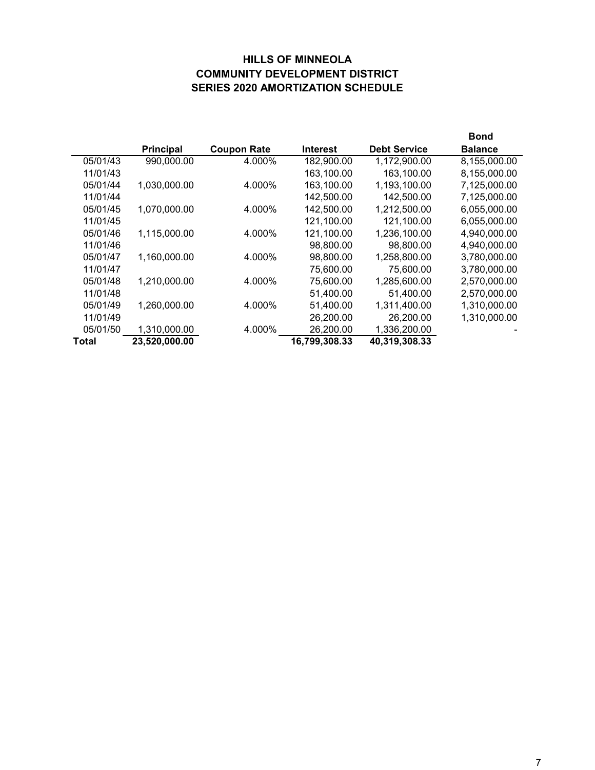# HILLS OF MINNEOLA
# COMMUNITY DEVELOPMENT DISTRICT
# SERIES 2020 AMORTIZATION SCHEDULE

| | Principal | Coupon Rate | Interest | Debt Service | Bond Balance |
|---|---|---|---|---|---|
| 05/01/43 | 990,000.00 | 4.000% | 182,900.00 | 1,172,900.00 | 8,155,000.00 |
| 11/01/43 | | | 163,100.00 | 163,100.00 | 8,155,000.00 |
| 05/01/44 | 1,030,000.00 | 4.000% | 163,100.00 | 1,193,100.00 | 7,125,000.00 |
| 11/01/44 | | | 142,500.00 | 142,500.00 | 7,125,000.00 |
| 05/01/45 | 1,070,000.00 | 4.000% | 142,500.00 | 1,212,500.00 | 6,055,000.00 |
| 11/01/45 | | | 121,100.00 | 121,100.00 | 6,055,000.00 |
| 05/01/46 | 1,115,000.00 | 4.000% | 121,100.00 | 1,236,100.00 | 4,940,000.00 |
| 11/01/46 | | | 98,800.00 | 98,800.00 | 4,940,000.00 |
| 05/01/47 | 1,160,000.00 | 4.000% | 98,800.00 | 1,258,800.00 | 3,780,000.00 |
| 11/01/47 | | | 75,600.00 | 75,600.00 | 3,780,000.00 |
| 05/01/48 | 1,210,000.00 | 4.000% | 75,600.00 | 1,285,600.00 | 2,570,000.00 |
| 11/01/48 | | | 51,400.00 | 51,400.00 | 2,570,000.00 |
| 05/01/49 | 1,260,000.00 | 4.000% | 51,400.00 | 1,311,400.00 | 1,310,000.00 |
| 11/01/49 | | | 26,200.00 | 26,200.00 | 1,310,000.00 |
| 05/01/50 | 1,310,000.00 | 4.000% | 26,200.00 | 1,336,200.00 | - |
| **Total** | **23,520,000.00** | | **16,799,308.33** | **40,319,308.33** | |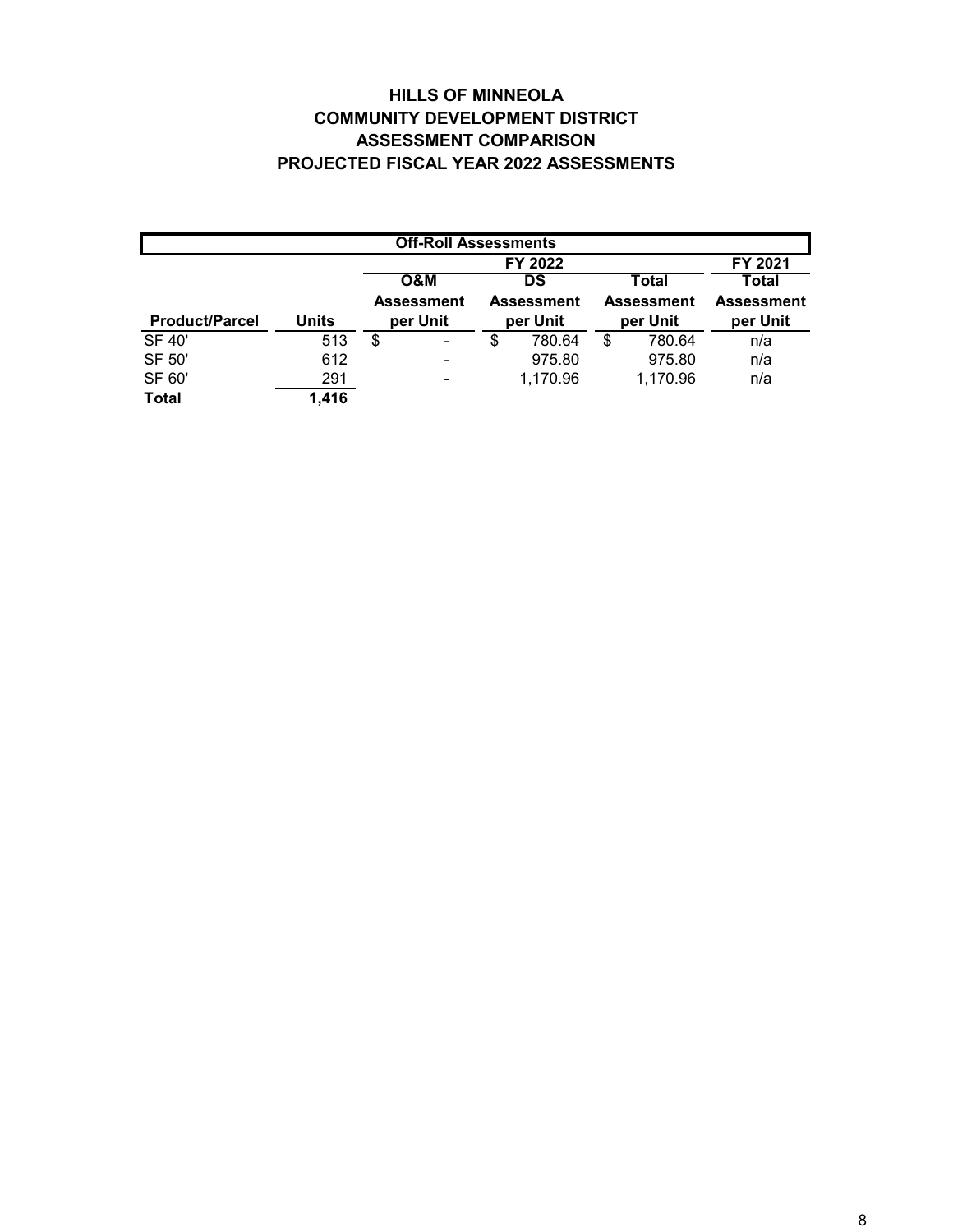# HILLS OF MINNEOLA
# COMMUNITY DEVELOPMENT DISTRICT
# ASSESSMENT COMPARISON
# PROJECTED FISCAL YEAR 2022 ASSESSMENTS

| Off-Roll Assessments | | | | | |
|---|---|---|---|---|---|
| | | FY 2022 | | | FY 2021 |
| | | O&M | DS | Total | Total |
| Product/Parcel | Units | Assessment per Unit | Assessment per Unit | Assessment per Unit | Assessment per Unit |
| SF 40' | 513 | $ - | $ 780.64 | $ 780.64 | n/a |
| SF 50' | 612 | - | 975.80 | 975.80 | n/a |
| SF 60' | 291 | - | 1,170.96 | 1,170.96 | n/a |
| **Total** | **1,416** | | | | |